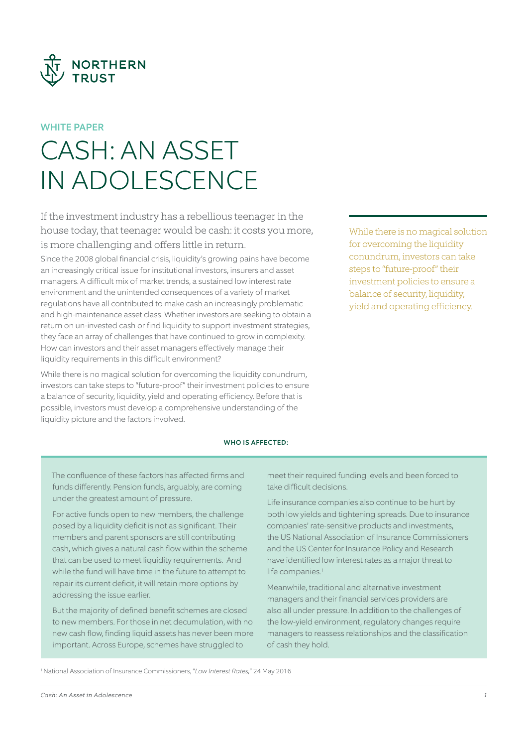WHITE PAPER

# CASH: AN ASSET IN ADOLESCENCE

If the investment industry has a rebellious teenager in the house today, that teenager would be cash: it costs you more, is more challenging and offers little in return.

Since the 2008 global financial crisis, liquidity's growing pains have become an increasingly critical issue for institutional investors, insurers and asset managers. A difficult mix of market trends, a sustained low interest rate environment and the unintended consequences of a variety of market regulations have all contributed to make cash an increasingly problematic and high-maintenance asset class. Whether investors are seeking to obtain a return on un-invested cash or find liquidity to support investment strategies, they face an array of challenges that have continued to grow in complexity. How can investors and their asset managers effectively manage their liquidity requirements in this difficult environment?

While there is no magical solution for overcoming the liquidity conundrum, investors can take steps to "future-proof" their investment policies to ensure a balance of security, liquidity, yield and operating efficiency. Before that is possible, investors must develop a comprehensive understanding of the liquidity picture and the factors involved.

> While there is no magical solution for overcoming the liquidity conundrum, investors can take steps to "future-proof" their investment policies to ensure a balance of security, liquidity, yield and operating efficiency.

**WHO IS AFFECTED:**

The confluence of these factors has affected firms and funds differently. Pension funds, arguably, are coming under the greatest amount of pressure.

For active funds open to new members, the challenge posed by a liquidity deficit is not as significant. Their members and parent sponsors are still contributing cash, which gives a natural cash flow within the scheme that can be used to meet liquidity requirements. And while the fund will have time in the future to attempt to repair its current deficit, it will retain more options by addressing the issue earlier.

But the majority of defined benefit schemes are closed to new members. For those in net decumulation, with no new cash flow, finding liquid assets has never been more important. Across Europe, schemes have struggled to meet their required funding levels and been forced to take difficult decisions.

Life insurance companies also continue to be hurt by both low yields and tightening spreads. Due to insurance companies' rate-sensitive products and investments, the US National Association of Insurance Commissioners and the US Center for Insurance Policy and Research have identified low interest rates as a major threat to life companies.[1]

Meanwhile, traditional and alternative investment managers and their financial services providers are also all under pressure. In addition to the challenges of the low-yield environment, regulatory changes require managers to reassess relationships and the classification of cash they hold.

[1] National Association of Insurance Commissioners, "*Low Interest Rates,*" 24 May 2016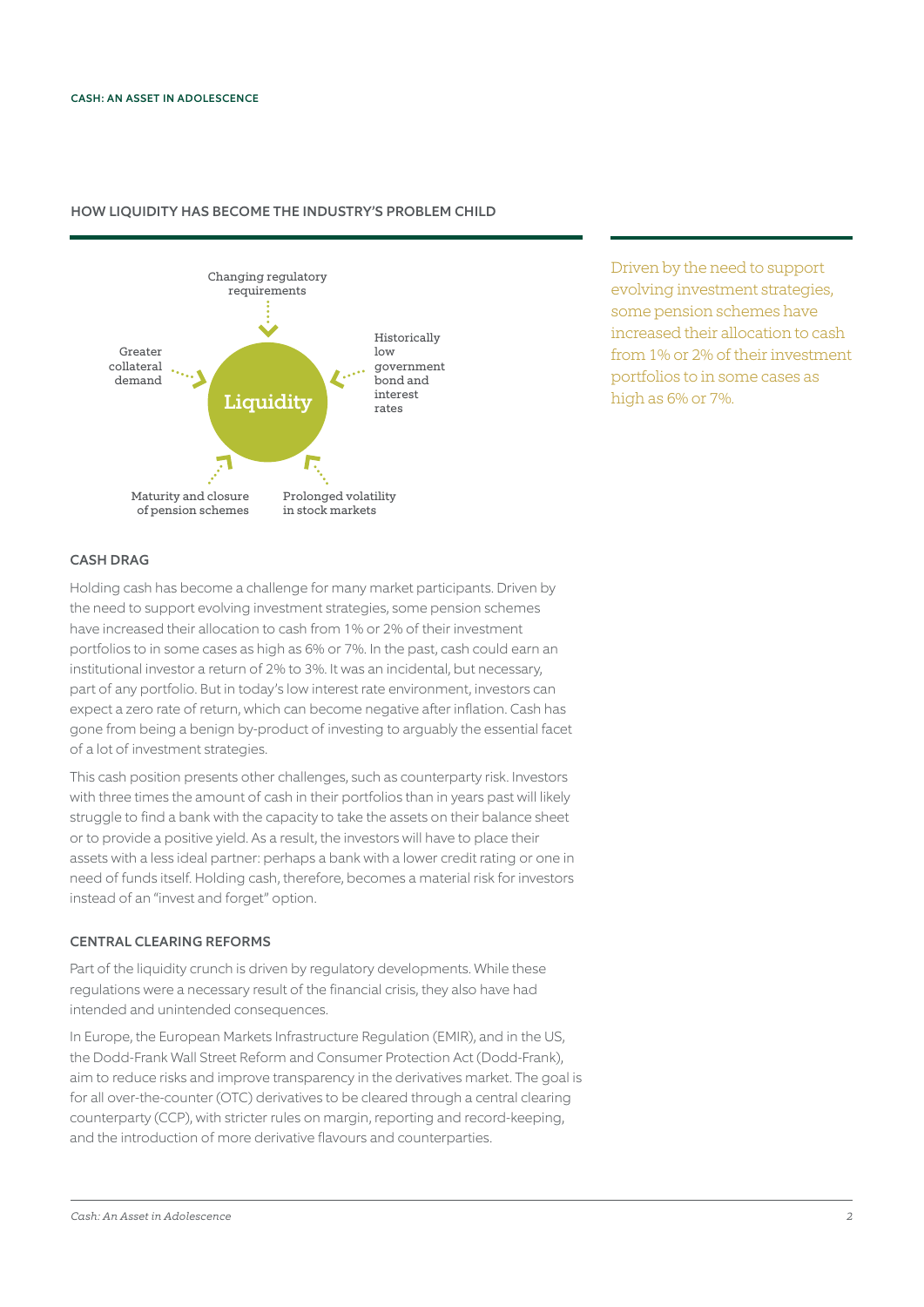## HOW LIQUIDITY HAS BECOME THE INDUSTRY'S PROBLEM CHILD

Liquidity

- Changing regulatory requirements
- Historically low government bond and interest rates
- Prolonged volatility in stock markets
- Maturity and closure of pension schemes
- Greater collateral demand

Driven by the need to support evolving investment strategies, some pension schemes have increased their allocation to cash from 1% or 2% of their investment portfolios to in some cases as high as 6% or 7%.

### CASH DRAG

Holding cash has become a challenge for many market participants. Driven by the need to support evolving investment strategies, some pension schemes have increased their allocation to cash from 1% or 2% of their investment portfolios to in some cases as high as 6% or 7%. In the past, cash could earn an institutional investor a return of 2% to 3%. It was an incidental, but necessary, part of any portfolio. But in today's low interest rate environment, investors can expect a zero rate of return, which can become negative after inflation. Cash has gone from being a benign by-product of investing to arguably the essential facet of a lot of investment strategies.

This cash position presents other challenges, such as counterparty risk. Investors with three times the amount of cash in their portfolios than in years past will likely struggle to find a bank with the capacity to take the assets on their balance sheet or to provide a positive yield. As a result, the investors will have to place their assets with a less ideal partner: perhaps a bank with a lower credit rating or one in need of funds itself. Holding cash, therefore, becomes a material risk for investors instead of an "invest and forget" option.

### CENTRAL CLEARING REFORMS

Part of the liquidity crunch is driven by regulatory developments. While these regulations were a necessary result of the financial crisis, they also have had intended and unintended consequences.

In Europe, the European Markets Infrastructure Regulation (EMIR), and in the US, the Dodd-Frank Wall Street Reform and Consumer Protection Act (Dodd-Frank), aim to reduce risks and improve transparency in the derivatives market. The goal is for all over-the-counter (OTC) derivatives to be cleared through a central clearing counterparty (CCP), with stricter rules on margin, reporting and record-keeping, and the introduction of more derivative flavours and counterparties.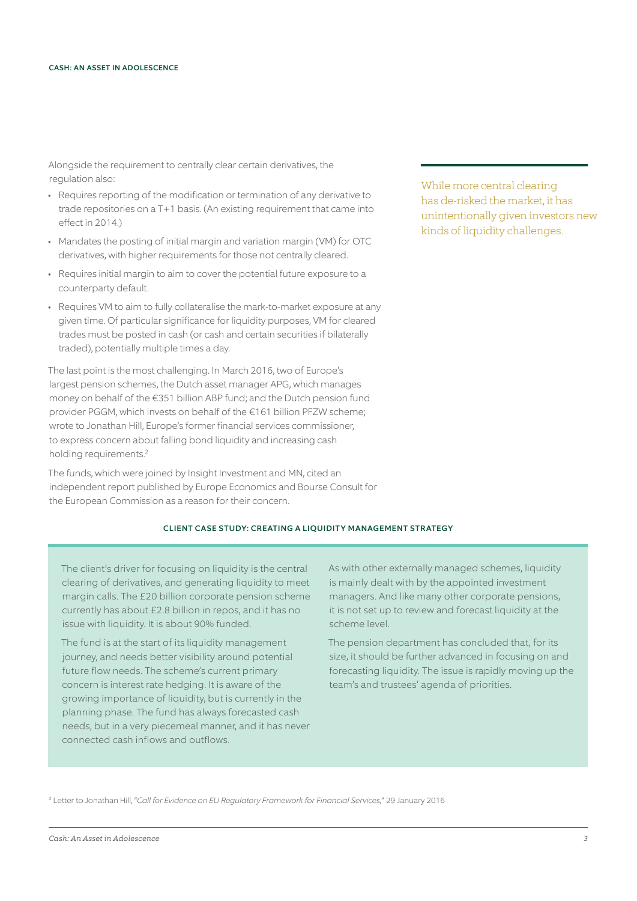Alongside the requirement to centrally clear certain derivatives, the regulation also:

- Requires reporting of the modification or termination of any derivative to trade repositories on a T+1 basis. (An existing requirement that came into effect in 2014.)
- Mandates the posting of initial margin and variation margin (VM) for OTC derivatives, with higher requirements for those not centrally cleared.
- Requires initial margin to aim to cover the potential future exposure to a counterparty default.
- Requires VM to aim to fully collateralise the mark-to-market exposure at any given time. Of particular significance for liquidity purposes, VM for cleared trades must be posted in cash (or cash and certain securities if bilaterally traded), potentially multiple times a day.

The last point is the most challenging. In March 2016, two of Europe's largest pension schemes, the Dutch asset manager APG, which manages money on behalf of the €351 billion ABP fund; and the Dutch pension fund provider PGGM, which invests on behalf of the €161 billion PFZW scheme; wrote to Jonathan Hill, Europe's former financial services commissioner, to express concern about falling bond liquidity and increasing cash holding requirements.[2]

The funds, which were joined by Insight Investment and MN, cited an independent report published by Europe Economics and Bourse Consult for the European Commission as a reason for their concern.

> While more central clearing has de-risked the market, it has unintentionally given investors new kinds of liquidity challenges.

### CLIENT CASE STUDY: CREATING A LIQUIDITY MANAGEMENT STRATEGY

The client's driver for focusing on liquidity is the central clearing of derivatives, and generating liquidity to meet margin calls. The £20 billion corporate pension scheme currently has about £2.8 billion in repos, and it has no issue with liquidity. It is about 90% funded.

The fund is at the start of its liquidity management journey, and needs better visibility around potential future flow needs. The scheme's current primary concern is interest rate hedging. It is aware of the growing importance of liquidity, but is currently in the planning phase. The fund has always forecasted cash needs, but in a very piecemeal manner, and it has never connected cash inflows and outflows.

As with other externally managed schemes, liquidity is mainly dealt with by the appointed investment managers. And like many other corporate pensions, it is not set up to review and forecast liquidity at the scheme level.

The pension department has concluded that, for its size, it should be further advanced in focusing on and forecasting liquidity. The issue is rapidly moving up the team's and trustees' agenda of priorities.

[2] Letter to Jonathan Hill, "*Call for Evidence on EU Regulatory Framework for Financial Services*," 29 January 2016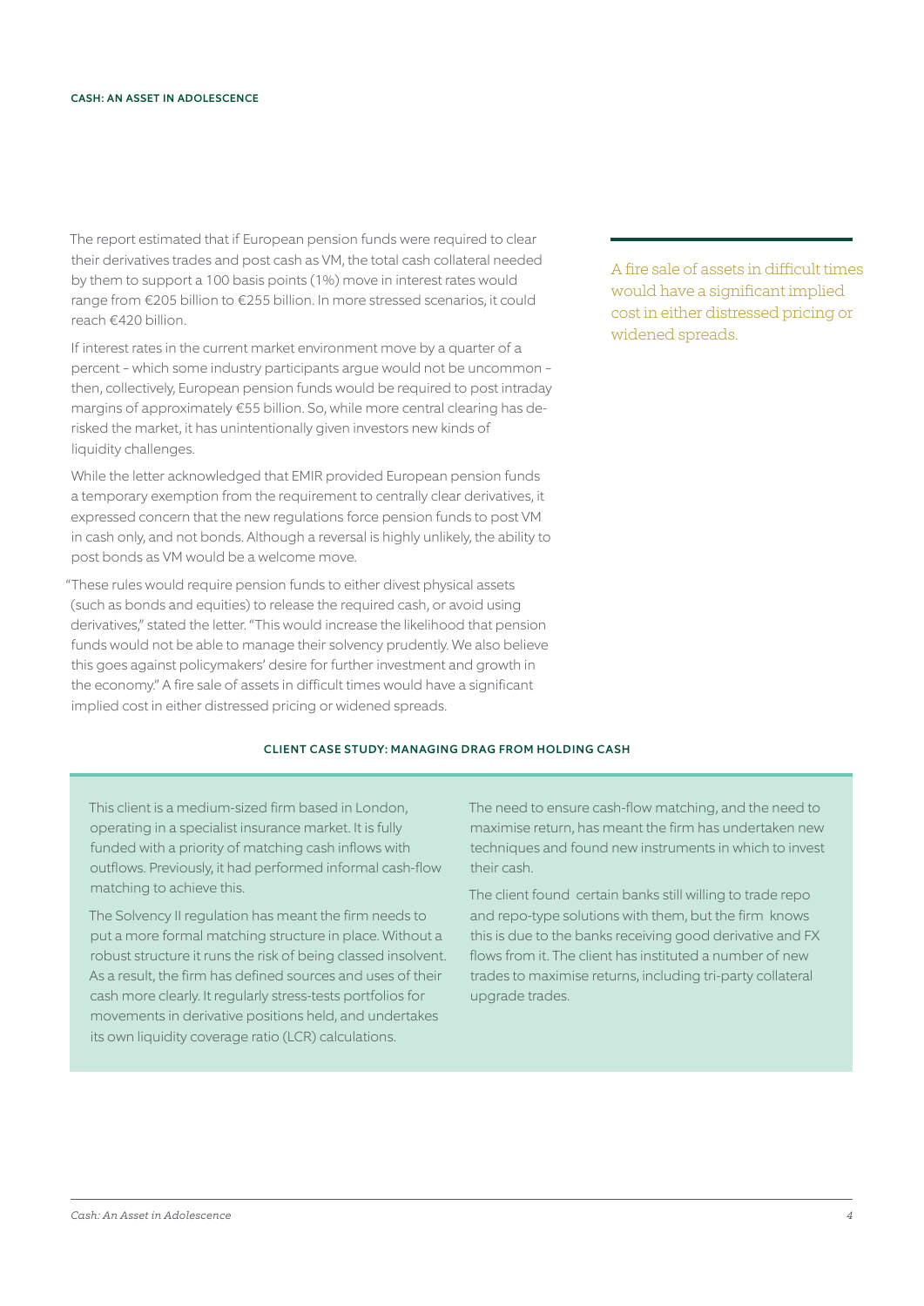The report estimated that if European pension funds were required to clear their derivatives trades and post cash as VM, the total cash collateral needed by them to support a 100 basis points (1%) move in interest rates would range from €205 billion to €255 billion. In more stressed scenarios, it could reach €420 billion.

If interest rates in the current market environment move by a quarter of a percent – which some industry participants argue would not be uncommon – then, collectively, European pension funds would be required to post intraday margins of approximately €55 billion. So, while more central clearing has de-risked the market, it has unintentionally given investors new kinds of liquidity challenges.

While the letter acknowledged that EMIR provided European pension funds a temporary exemption from the requirement to centrally clear derivatives, it expressed concern that the new regulations force pension funds to post VM in cash only, and not bonds. Although a reversal is highly unlikely, the ability to post bonds as VM would be a welcome move.

"These rules would require pension funds to either divest physical assets (such as bonds and equities) to release the required cash, or avoid using derivatives," stated the letter. "This would increase the likelihood that pension funds would not be able to manage their solvency prudently. We also believe this goes against policymakers' desire for further investment and growth in the economy." A fire sale of assets in difficult times would have a significant implied cost in either distressed pricing or widened spreads.

> A fire sale of assets in difficult times would have a significant implied cost in either distressed pricing or widened spreads.

### CLIENT CASE STUDY: MANAGING DRAG FROM HOLDING CASH

This client is a medium-sized firm based in London, operating in a specialist insurance market. It is fully funded with a priority of matching cash inflows with outflows. Previously, it had performed informal cash-flow matching to achieve this.

The Solvency II regulation has meant the firm needs to put a more formal matching structure in place. Without a robust structure it runs the risk of being classed insolvent. As a result, the firm has defined sources and uses of their cash more clearly. It regularly stress-tests portfolios for movements in derivative positions held, and undertakes its own liquidity coverage ratio (LCR) calculations.

The need to ensure cash-flow matching, and the need to maximise return, has meant the firm has undertaken new techniques and found new instruments in which to invest their cash.

The client found certain banks still willing to trade repo and repo-type solutions with them, but the firm knows this is due to the banks receiving good derivative and FX flows from it. The client has instituted a number of new trades to maximise returns, including tri-party collateral upgrade trades.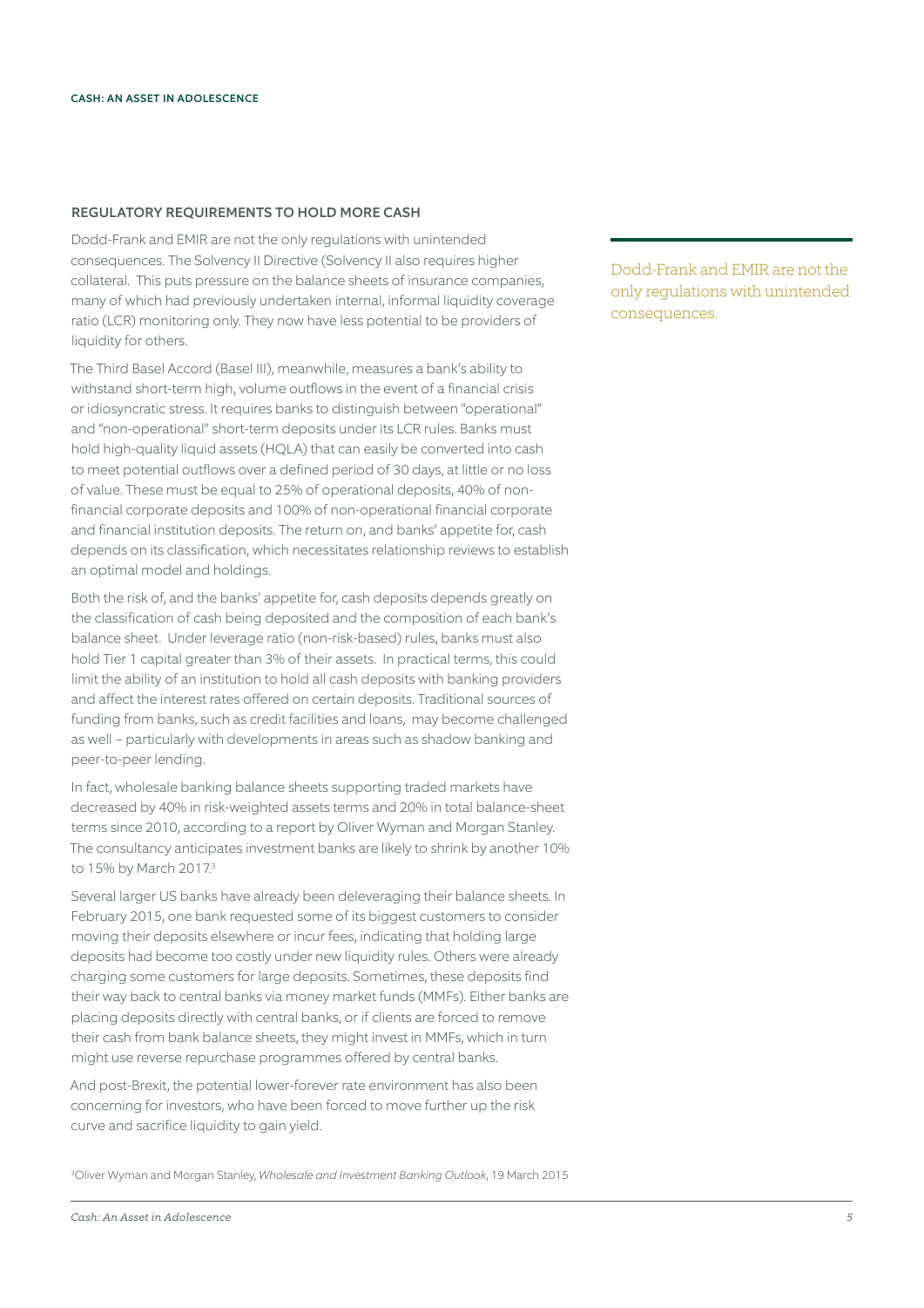## REGULATORY REQUIREMENTS TO HOLD MORE CASH

Dodd-Frank and EMIR are not the only regulations with unintended consequences. The Solvency II Directive (Solvency II also requires higher collateral. This puts pressure on the balance sheets of insurance companies, many of which had previously undertaken internal, informal liquidity coverage ratio (LCR) monitoring only. They now have less potential to be providers of liquidity for others.

The Third Basel Accord (Basel III), meanwhile, measures a bank's ability to withstand short-term high, volume outflows in the event of a financial crisis or idiosyncratic stress. It requires banks to distinguish between "operational" and "non-operational" short-term deposits under its LCR rules. Banks must hold high-quality liquid assets (HQLA) that can easily be converted into cash to meet potential outflows over a defined period of 30 days, at little or no loss of value. These must be equal to 25% of operational deposits, 40% of non-financial corporate deposits and 100% of non-operational financial corporate and financial institution deposits. The return on, and banks' appetite for, cash depends on its classification, which necessitates relationship reviews to establish an optimal model and holdings.

Both the risk of, and the banks' appetite for, cash deposits depends greatly on the classification of cash being deposited and the composition of each bank's balance sheet. Under leverage ratio (non-risk-based) rules, banks must also hold Tier 1 capital greater than 3% of their assets. In practical terms, this could limit the ability of an institution to hold all cash deposits with banking providers and affect the interest rates offered on certain deposits. Traditional sources of funding from banks, such as credit facilities and loans, may become challenged as well – particularly with developments in areas such as shadow banking and peer-to-peer lending.

In fact, wholesale banking balance sheets supporting traded markets have decreased by 40% in risk-weighted assets terms and 20% in total balance-sheet terms since 2010, according to a report by Oliver Wyman and Morgan Stanley. The consultancy anticipates investment banks are likely to shrink by another 10% to 15% by March 2017.[3]

Several larger US banks have already been deleveraging their balance sheets. In February 2015, one bank requested some of its biggest customers to consider moving their deposits elsewhere or incur fees, indicating that holding large deposits had become too costly under new liquidity rules. Others were already charging some customers for large deposits. Sometimes, these deposits find their way back to central banks via money market funds (MMFs). Either banks are placing deposits directly with central banks, or if clients are forced to remove their cash from bank balance sheets, they might invest in MMFs, which in turn might use reverse repurchase programmes offered by central banks.

And post-Brexit, the potential lower-forever rate environment has also been concerning for investors, who have been forced to move further up the risk curve and sacrifice liquidity to gain yield.

> Dodd-Frank and EMIR are not the only regulations with unintended consequences.

[3] Oliver Wyman and Morgan Stanley, *Wholesale and Investment Banking Outlook*, 19 March 2015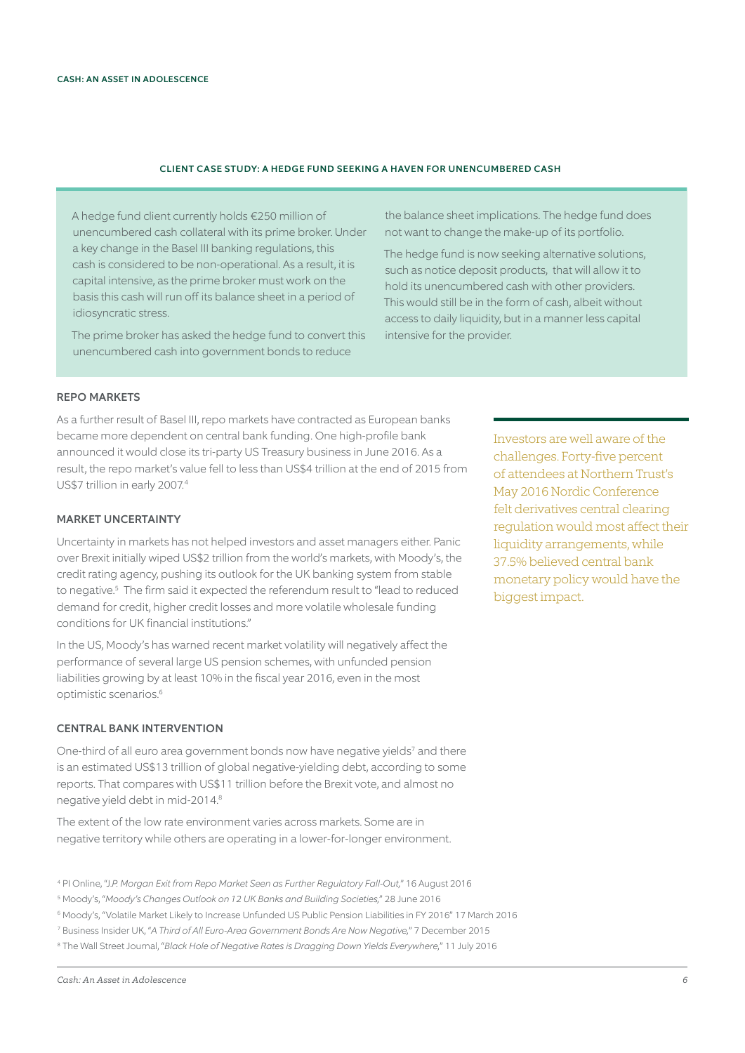### CLIENT CASE STUDY: A HEDGE FUND SEEKING A HAVEN FOR UNENCUMBERED CASH

A hedge fund client currently holds €250 million of unencumbered cash collateral with its prime broker. Under a key change in the Basel III banking regulations, this cash is considered to be non-operational. As a result, it is capital intensive, as the prime broker must work on the basis this cash will run off its balance sheet in a period of idiosyncratic stress.

The prime broker has asked the hedge fund to convert this unencumbered cash into government bonds to reduce the balance sheet implications. The hedge fund does not want to change the make-up of its portfolio.

The hedge fund is now seeking alternative solutions, such as notice deposit products, that will allow it to hold its unencumbered cash with other providers. This would still be in the form of cash, albeit without access to daily liquidity, but in a manner less capital intensive for the provider.

### REPO MARKETS

As a further result of Basel III, repo markets have contracted as European banks became more dependent on central bank funding. One high-profile bank announced it would close its tri-party US Treasury business in June 2016. As a result, the repo market's value fell to less than US$4 trillion at the end of 2015 from US$7 trillion in early 2007.[4]

### MARKET UNCERTAINTY

Uncertainty in markets has not helped investors and asset managers either. Panic over Brexit initially wiped US$2 trillion from the world's markets, with Moody's, the credit rating agency, pushing its outlook for the UK banking system from stable to negative.[5] The firm said it expected the referendum result to "lead to reduced demand for credit, higher credit losses and more volatile wholesale funding conditions for UK financial institutions."

In the US, Moody's has warned recent market volatility will negatively affect the performance of several large US pension schemes, with unfunded pension liabilities growing by at least 10% in the fiscal year 2016, even in the most optimistic scenarios.[6]

### CENTRAL BANK INTERVENTION

One-third of all euro area government bonds now have negative yields[7] and there is an estimated US$13 trillion of global negative-yielding debt, according to some reports. That compares with US$11 trillion before the Brexit vote, and almost no negative yield debt in mid-2014.[8]

The extent of the low rate environment varies across markets. Some are in negative territory while others are operating in a lower-for-longer environment.

Investors are well aware of the challenges. Forty-five percent of attendees at Northern Trust's May 2016 Nordic Conference felt derivatives central clearing regulation would most affect their liquidity arrangements, while 37.5% believed central bank monetary policy would have the biggest impact.

[4] PI Online, "*J.P. Morgan Exit from Repo Market Seen as Further Regulatory Fall-Out*," 16 August 2016

[5] Moody's, "*Moody's Changes Outlook on 12 UK Banks and Building Societies*," 28 June 2016

[6] Moody's, "Volatile Market Likely to Increase Unfunded US Public Pension Liabilities in FY 2016" 17 March 2016

[7] Business Insider UK, "*A Third of All Euro-Area Government Bonds Are Now Negative*," 7 December 2015

[8] The Wall Street Journal, "*Black Hole of Negative Rates is Dragging Down Yields Everywhere*," 11 July 2016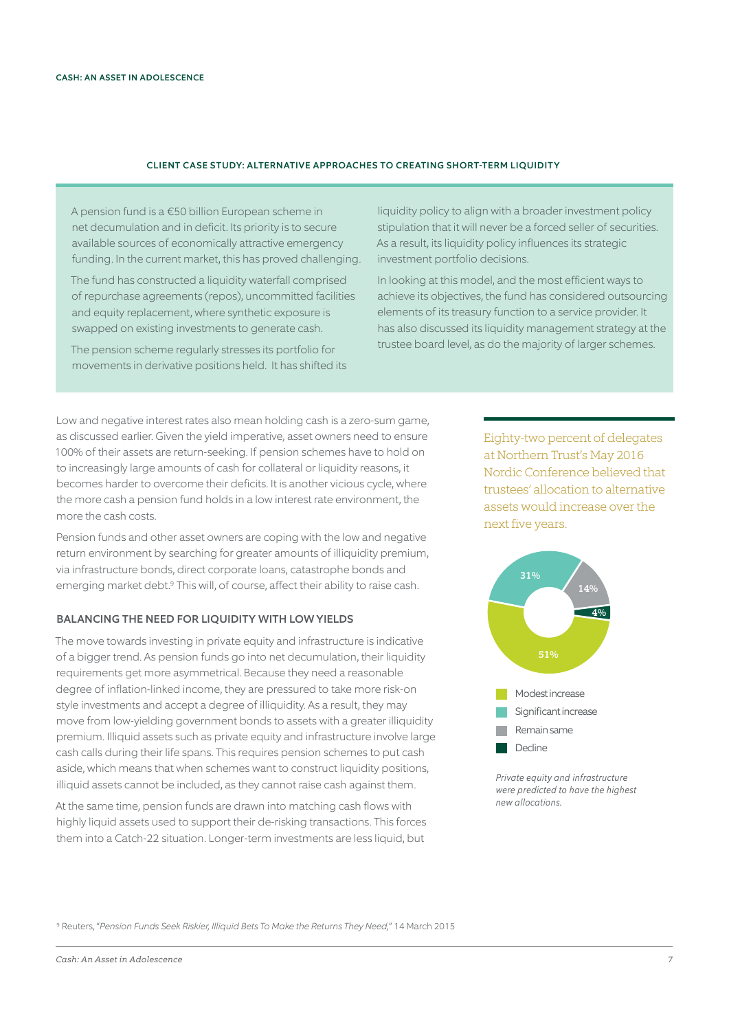### CLIENT CASE STUDY: ALTERNATIVE APPROACHES TO CREATING SHORT-TERM LIQUIDITY

A pension fund is a €50 billion European scheme in net decumulation and in deficit. Its priority is to secure available sources of economically attractive emergency funding. In the current market, this has proved challenging.

The fund has constructed a liquidity waterfall comprised of repurchase agreements (repos), uncommitted facilities and equity replacement, where synthetic exposure is swapped on existing investments to generate cash.

The pension scheme regularly stresses its portfolio for movements in derivative positions held. It has shifted its liquidity policy to align with a broader investment policy stipulation that it will never be a forced seller of securities. As a result, its liquidity policy influences its strategic investment portfolio decisions.

In looking at this model, and the most efficient ways to achieve its objectives, the fund has considered outsourcing elements of its treasury function to a service provider. It has also discussed its liquidity management strategy at the trustee board level, as do the majority of larger schemes.

Low and negative interest rates also mean holding cash is a zero-sum game, as discussed earlier. Given the yield imperative, asset owners need to ensure 100% of their assets are return-seeking. If pension schemes have to hold on to increasingly large amounts of cash for collateral or liquidity reasons, it becomes harder to overcome their deficits. It is another vicious cycle, where the more cash a pension fund holds in a low interest rate environment, the more the cash costs.

Pension funds and other asset owners are coping with the low and negative return environment by searching for greater amounts of illiquidity premium, via infrastructure bonds, direct corporate loans, catastrophe bonds and emerging market debt.[9] This will, of course, affect their ability to raise cash.

Eighty-two percent of delegates at Northern Trust's May 2016 Nordic Conference believed that trustees' allocation to alternative assets would increase over the next five years.

| Response | Share |
| --- | --- |
| Modest increase | 51% |
| Significant increase | 31% |
| Remain same | 14% |
| Decline | 4% |

*Private equity and infrastructure were predicted to have the highest new allocations.*

## BALANCING THE NEED FOR LIQUIDITY WITH LOW YIELDS

The move towards investing in private equity and infrastructure is indicative of a bigger trend. As pension funds go into net decumulation, their liquidity requirements get more asymmetrical. Because they need a reasonable degree of inflation-linked income, they are pressured to take more risk-on style investments and accept a degree of illiquidity. As a result, they may move from low-yielding government bonds to assets with a greater illiquidity premium. Illiquid assets such as private equity and infrastructure involve large cash calls during their life spans. This requires pension schemes to put cash aside, which means that when schemes want to construct liquidity positions, illiquid assets cannot be included, as they cannot raise cash against them.

At the same time, pension funds are drawn into matching cash flows with highly liquid assets used to support their de-risking transactions. This forces them into a Catch-22 situation. Longer-term investments are less liquid, but

[9] Reuters, "*Pension Funds Seek Riskier, Illiquid Bets To Make the Returns They Need,*" 14 March 2015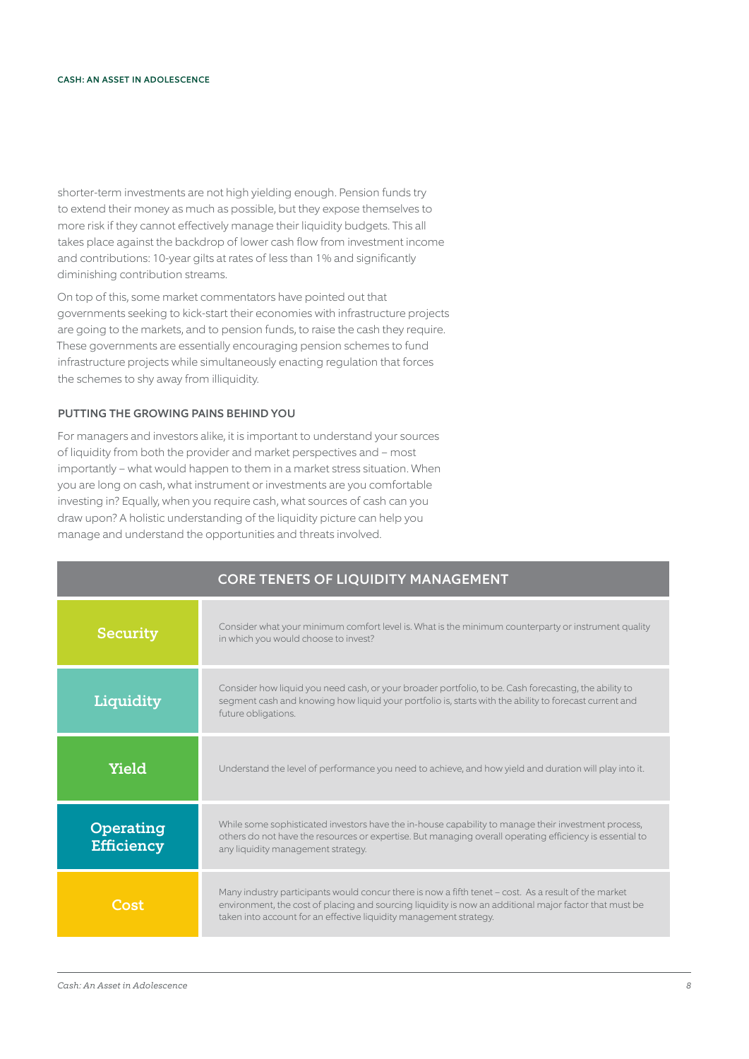shorter-term investments are not high yielding enough. Pension funds try to extend their money as much as possible, but they expose themselves to more risk if they cannot effectively manage their liquidity budgets. This all takes place against the backdrop of lower cash flow from investment income and contributions: 10-year gilts at rates of less than 1% and significantly diminishing contribution streams.

On top of this, some market commentators have pointed out that governments seeking to kick-start their economies with infrastructure projects are going to the markets, and to pension funds, to raise the cash they require. These governments are essentially encouraging pension schemes to fund infrastructure projects while simultaneously enacting regulation that forces the schemes to shy away from illiquidity.

### PUTTING THE GROWING PAINS BEHIND YOU

For managers and investors alike, it is important to understand your sources of liquidity from both the provider and market perspectives and – most importantly – what would happen to them in a market stress situation. When you are long on cash, what instrument or investments are you comfortable investing in? Equally, when you require cash, what sources of cash can you draw upon? A holistic understanding of the liquidity picture can help you manage and understand the opportunities and threats involved.

| CORE TENETS OF LIQUIDITY MANAGEMENT | |
|---|---|
| **Security** | Consider what your minimum comfort level is. What is the minimum counterparty or instrument quality in which you would choose to invest? |
| **Liquidity** | Consider how liquid you need cash, or your broader portfolio, to be. Cash forecasting, the ability to segment cash and knowing how liquid your portfolio is, starts with the ability to forecast current and future obligations. |
| **Yield** | Understand the level of performance you need to achieve, and how yield and duration will play into it. |
| **Operating Efficiency** | While some sophisticated investors have the in-house capability to manage their investment process, others do not have the resources or expertise. But managing overall operating efficiency is essential to any liquidity management strategy. |
| **Cost** | Many industry participants would concur there is now a fifth tenet – cost. As a result of the market environment, the cost of placing and sourcing liquidity is now an additional major factor that must be taken into account for an effective liquidity management strategy. |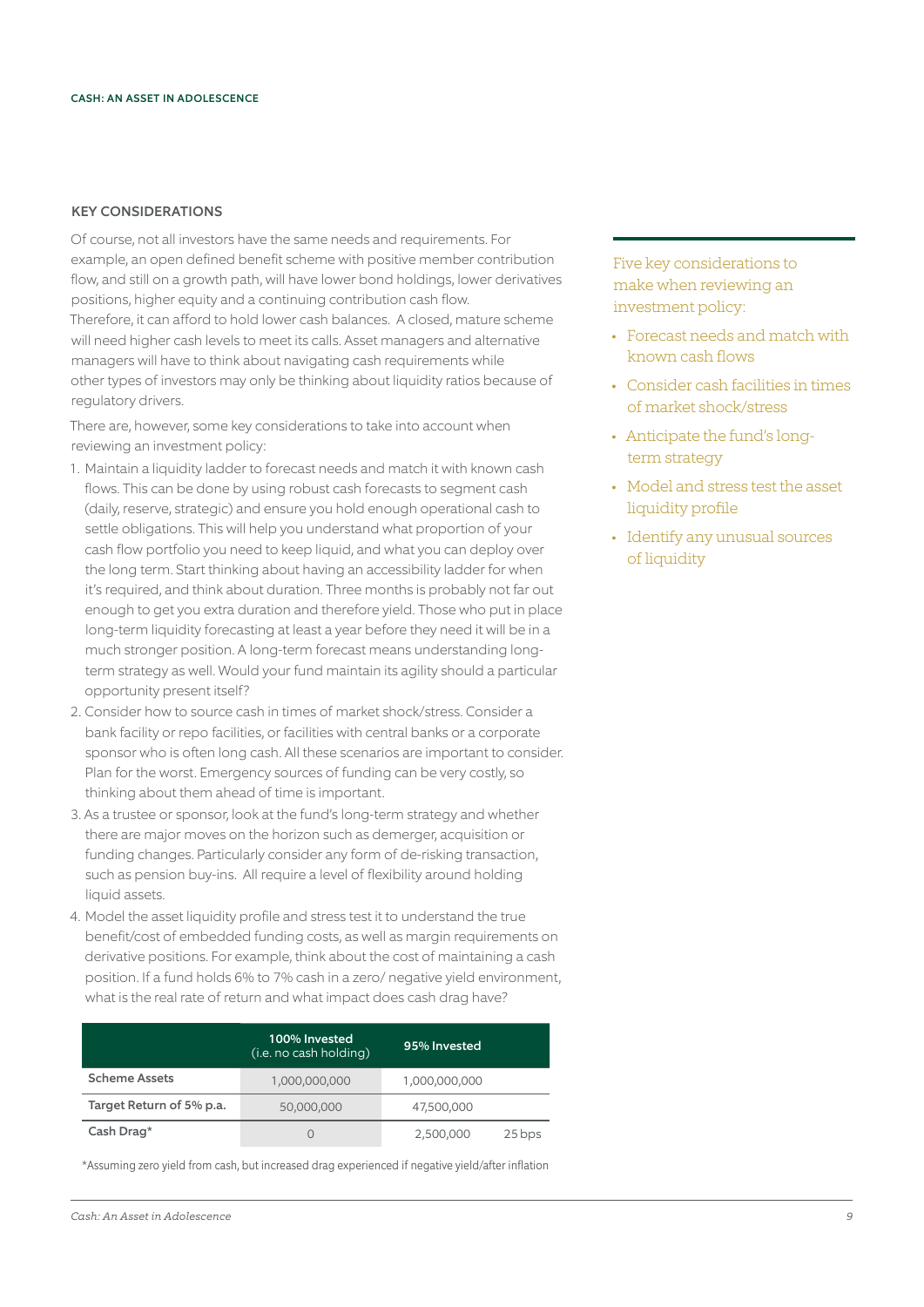## KEY CONSIDERATIONS

Of course, not all investors have the same needs and requirements. For example, an open defined benefit scheme with positive member contribution flow, and still on a growth path, will have lower bond holdings, lower derivatives positions, higher equity and a continuing contribution cash flow. Therefore, it can afford to hold lower cash balances. A closed, mature scheme will need higher cash levels to meet its calls. Asset managers and alternative managers will have to think about navigating cash requirements while other types of investors may only be thinking about liquidity ratios because of regulatory drivers.

There are, however, some key considerations to take into account when reviewing an investment policy:

1. Maintain a liquidity ladder to forecast needs and match it with known cash flows. This can be done by using robust cash forecasts to segment cash (daily, reserve, strategic) and ensure you hold enough operational cash to settle obligations. This will help you understand what proportion of your cash flow portfolio you need to keep liquid, and what you can deploy over the long term. Start thinking about having an accessibility ladder for when it's required, and think about duration. Three months is probably not far out enough to get you extra duration and therefore yield. Those who put in place long-term liquidity forecasting at least a year before they need it will be in a much stronger position. A long-term forecast means understanding long-term strategy as well. Would your fund maintain its agility should a particular opportunity present itself?
2. Consider how to source cash in times of market shock/stress. Consider a bank facility or repo facilities, or facilities with central banks or a corporate sponsor who is often long cash. All these scenarios are important to consider. Plan for the worst. Emergency sources of funding can be very costly, so thinking about them ahead of time is important.
3. As a trustee or sponsor, look at the fund's long-term strategy and whether there are major moves on the horizon such as demerger, acquisition or funding changes. Particularly consider any form of de-risking transaction, such as pension buy-ins. All require a level of flexibility around holding liquid assets.
4. Model the asset liquidity profile and stress test it to understand the true benefit/cost of embedded funding costs, as well as margin requirements on derivative positions. For example, think about the cost of maintaining a cash position. If a fund holds 6% to 7% cash in a zero/ negative yield environment, what is the real rate of return and what impact does cash drag have?

| | 100% Invested (i.e. no cash holding) | 95% Invested | |
|---|---|---|---|
| Scheme Assets | 1,000,000,000 | 1,000,000,000 | |
| Target Return of 5% p.a. | 50,000,000 | 47,500,000 | |
| Cash Drag* | 0 | 2,500,000 | 25 bps |

*Assuming zero yield from cash, but increased drag experienced if negative yield/after inflation

Five key considerations to make when reviewing an investment policy:

- Forecast needs and match with known cash flows
- Consider cash facilities in times of market shock/stress
- Anticipate the fund's long-term strategy
- Model and stress test the asset liquidity profile
- Identify any unusual sources of liquidity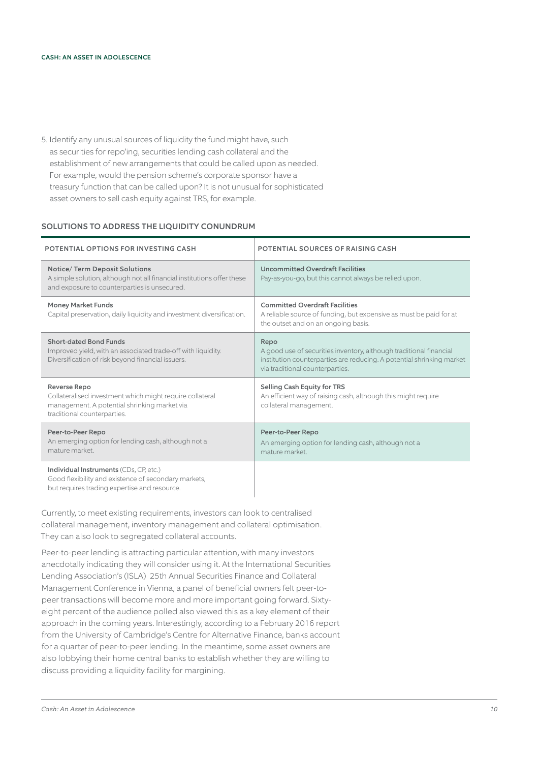5. Identify any unusual sources of liquidity the fund might have, such as securities for repo'ing, securities lending cash collateral and the establishment of new arrangements that could be called upon as needed. For example, would the pension scheme's corporate sponsor have a treasury function that can be called upon? It is not unusual for sophisticated asset owners to sell cash equity against TRS, for example.

### SOLUTIONS TO ADDRESS THE LIQUIDITY CONUNDRUM

| POTENTIAL OPTIONS FOR INVESTING CASH | POTENTIAL SOURCES OF RAISING CASH |
|---|---|
| **Notice/ Term Deposit Solutions** A simple solution, although not all financial institutions offer these and exposure to counterparties is unsecured. | **Uncommitted Overdraft Facilities** Pay-as-you-go, but this cannot always be relied upon. |
| **Money Market Funds** Capital preservation, daily liquidity and investment diversification. | **Committed Overdraft Facilities** A reliable source of funding, but expensive as must be paid for at the outset and on an ongoing basis. |
| **Short-dated Bond Funds** Improved yield, with an associated trade-off with liquidity. Diversification of risk beyond financial issuers. | **Repo** A good use of securities inventory, although traditional financial institution counterparties are reducing. A potential shrinking market via traditional counterparties. |
| **Reverse Repo** Collateralised investment which might require collateral management. A potential shrinking market via traditional counterparties. | **Selling Cash Equity for TRS** An efficient way of raising cash, although this might require collateral management. |
| **Peer-to-Peer Repo** An emerging option for lending cash, although not a mature market. | **Peer-to-Peer Repo** An emerging option for lending cash, although not a mature market. |
| **Individual Instruments** (CDs, CP, etc.) Good flexibility and existence of secondary markets, but requires trading expertise and resource. | |

Currently, to meet existing requirements, investors can look to centralised collateral management, inventory management and collateral optimisation. They can also look to segregated collateral accounts.

Peer-to-peer lending is attracting particular attention, with many investors anecdotally indicating they will consider using it. At the International Securities Lending Association's (ISLA) 25th Annual Securities Finance and Collateral Management Conference in Vienna, a panel of beneficial owners felt peer-to-peer transactions will become more and more important going forward. Sixty-eight percent of the audience polled also viewed this as a key element of their approach in the coming years. Interestingly, according to a February 2016 report from the University of Cambridge's Centre for Alternative Finance, banks account for a quarter of peer-to-peer lending. In the meantime, some asset owners are also lobbying their home central banks to establish whether they are willing to discuss providing a liquidity facility for margining.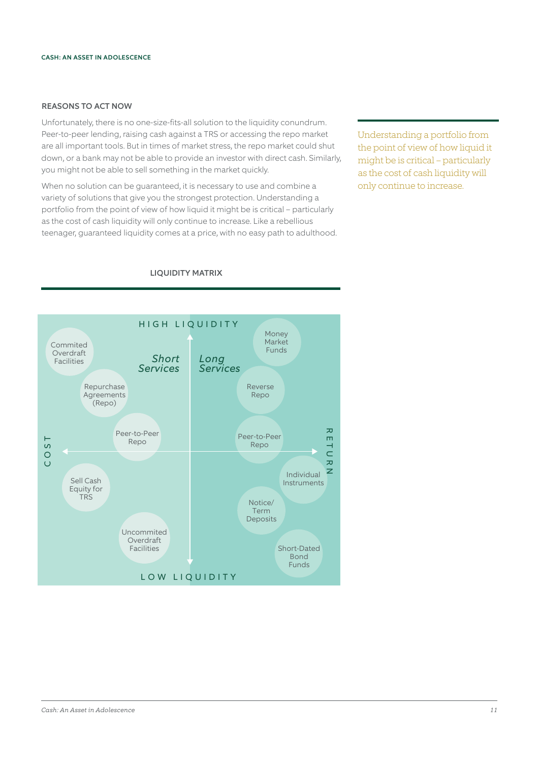## REASONS TO ACT NOW

Unfortunately, there is no one-size-fits-all solution to the liquidity conundrum. Peer-to-peer lending, raising cash against a TRS or accessing the repo market are all important tools. But in times of market stress, the repo market could shut down, or a bank may not be able to provide an investor with direct cash. Similarly, you might not be able to sell something in the market quickly.

When no solution can be guaranteed, it is necessary to use and combine a variety of solutions that give you the strongest protection. Understanding a portfolio from the point of view of how liquid it might be is critical – particularly as the cost of cash liquidity will only continue to increase. Like a rebellious teenager, guaranteed liquidity comes at a price, with no easy path to adulthood.

> Understanding a portfolio from the point of view of how liquid it might be is critical – particularly as the cost of cash liquidity will only continue to increase.

**LIQUIDITY MATRIX**

HIGH LIQUIDITY

*Short Services*

- Commited Overdraft Facilities
- Repurchase Agreements (Repo)
- Peer-to-Peer Repo
- Sell Cash Equity for TRS
- Uncommited Overdraft Facilities

*Long Services*

- Money Market Funds
- Reverse Repo
- Peer-to-Peer Repo
- Individual Instruments
- Notice/ Term Deposits
- Short-Dated Bond Funds

COST ← → RETURN

LOW LIQUIDITY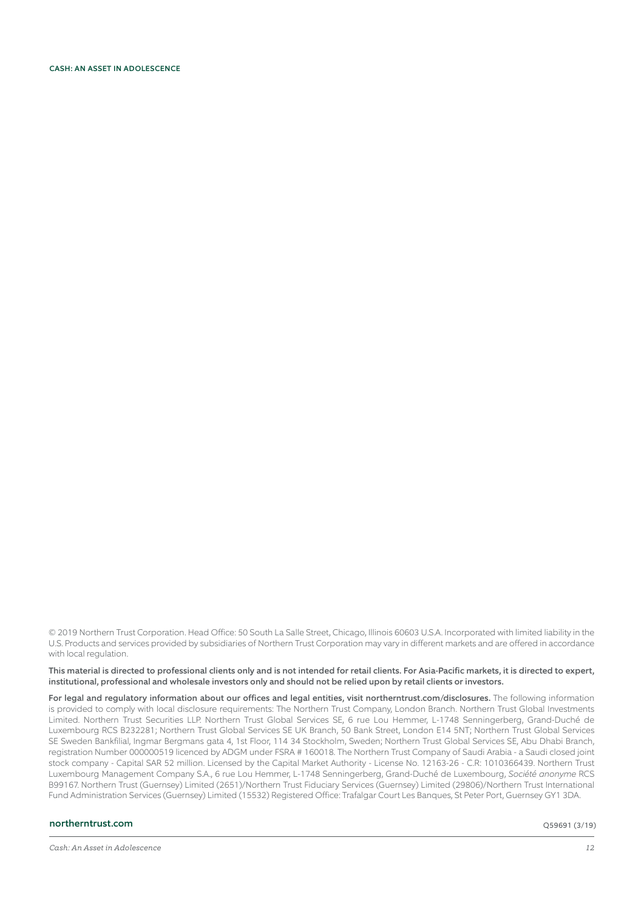© 2019 Northern Trust Corporation. Head Office: 50 South La Salle Street, Chicago, Illinois 60603 U.S.A. Incorporated with limited liability in the U.S. Products and services provided by subsidiaries of Northern Trust Corporation may vary in different markets and are offered in accordance with local regulation.

**This material is directed to professional clients only and is not intended for retail clients. For Asia-Pacific markets, it is directed to expert, institutional, professional and wholesale investors only and should not be relied upon by retail clients or investors.**

**For legal and regulatory information about our offices and legal entities, visit northerntrust.com/disclosures.** The following information is provided to comply with local disclosure requirements: The Northern Trust Company, London Branch. Northern Trust Global Investments Limited. Northern Trust Securities LLP. Northern Trust Global Services SE, 6 rue Lou Hemmer, L-1748 Senningerberg, Grand-Duché de Luxembourg RCS B232281; Northern Trust Global Services SE UK Branch, 50 Bank Street, London E14 5NT; Northern Trust Global Services SE Sweden Bankfilial, Ingmar Bergmans gata 4, 1st Floor, 114 34 Stockholm, Sweden; Northern Trust Global Services SE, Abu Dhabi Branch, registration Number 000000519 licenced by ADGM under FSRA # 160018. The Northern Trust Company of Saudi Arabia - a Saudi closed joint stock company - Capital SAR 52 million. Licensed by the Capital Market Authority - License No. 12163-26 - C.R: 1010366439. Northern Trust Luxembourg Management Company S.A., 6 rue Lou Hemmer, L-1748 Senningerberg, Grand-Duché de Luxembourg, *Société anonyme* RCS B99167. Northern Trust (Guernsey) Limited (2651)/Northern Trust Fiduciary Services (Guernsey) Limited (29806)/Northern Trust International Fund Administration Services (Guernsey) Limited (15532) Registered Office: Trafalgar Court Les Banques, St Peter Port, Guernsey GY1 3DA.

northerntrust.com

Q59691 (3/19)